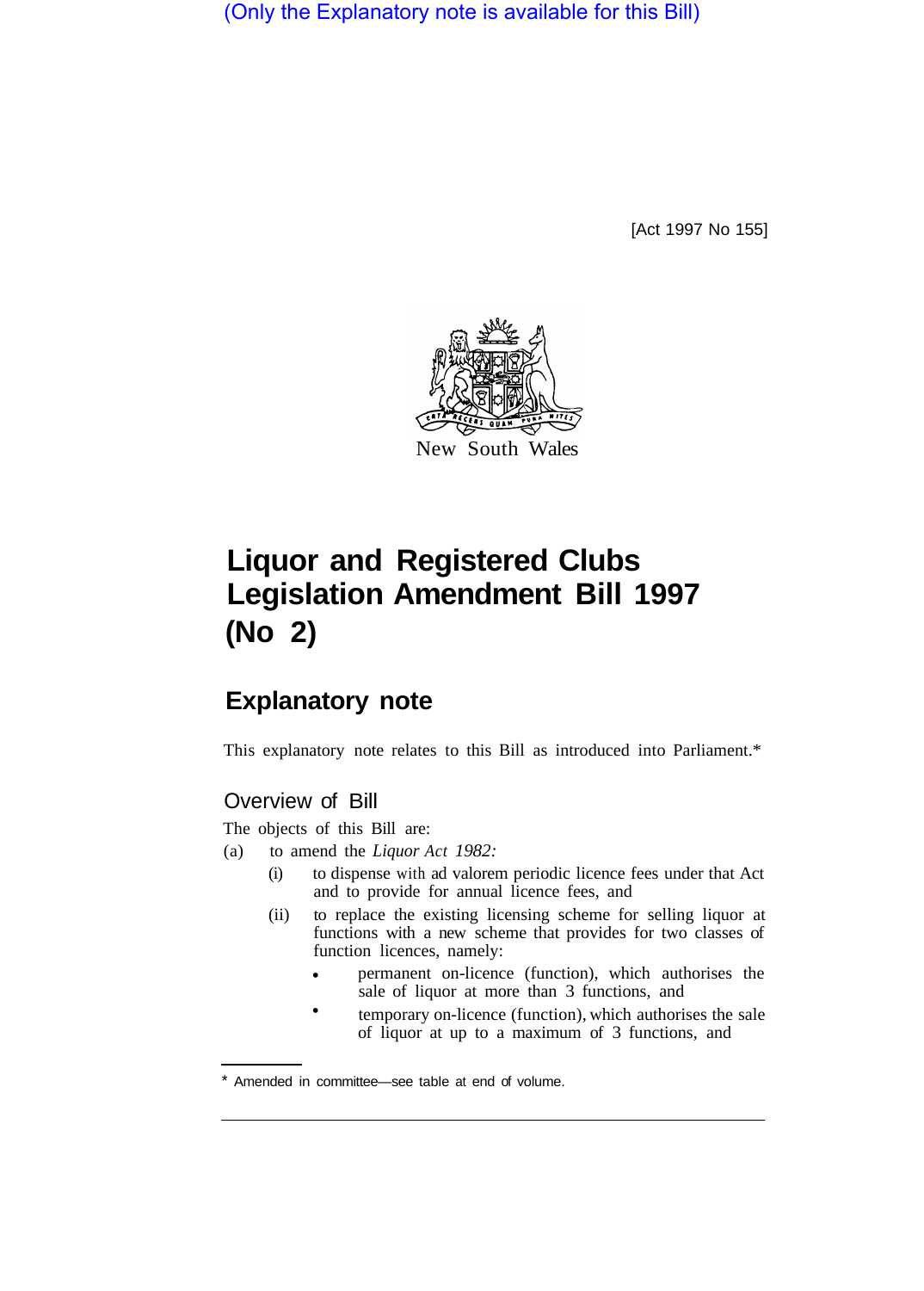(Only the Explanatory note is available for this Bill)

[Act 1997 No 155]

New South Wales

# Liquor and Registered Clubs Legislation Amendment Bill 1997 (No 2)

## Explanatory note

This explanatory note relates to this Bill as introduced into Parliament.*

### Overview of Bill

The objects of this Bill are:

(a) to amend the *Liquor Act 1982:*

- (i) to dispense with ad valorem periodic licence fees under that Act and to provide for annual licence fees, and
- (ii) to replace the existing licensing scheme for selling liquor at functions with a new scheme that provides for two classes of function licences, namely:
  - permanent on-licence (function), which authorises the sale of liquor at more than 3 functions, and
  - temporary on-licence (function), which authorises the sale of liquor at up to a maximum of 3 functions, and

\* Amended in committee—see table at end of volume.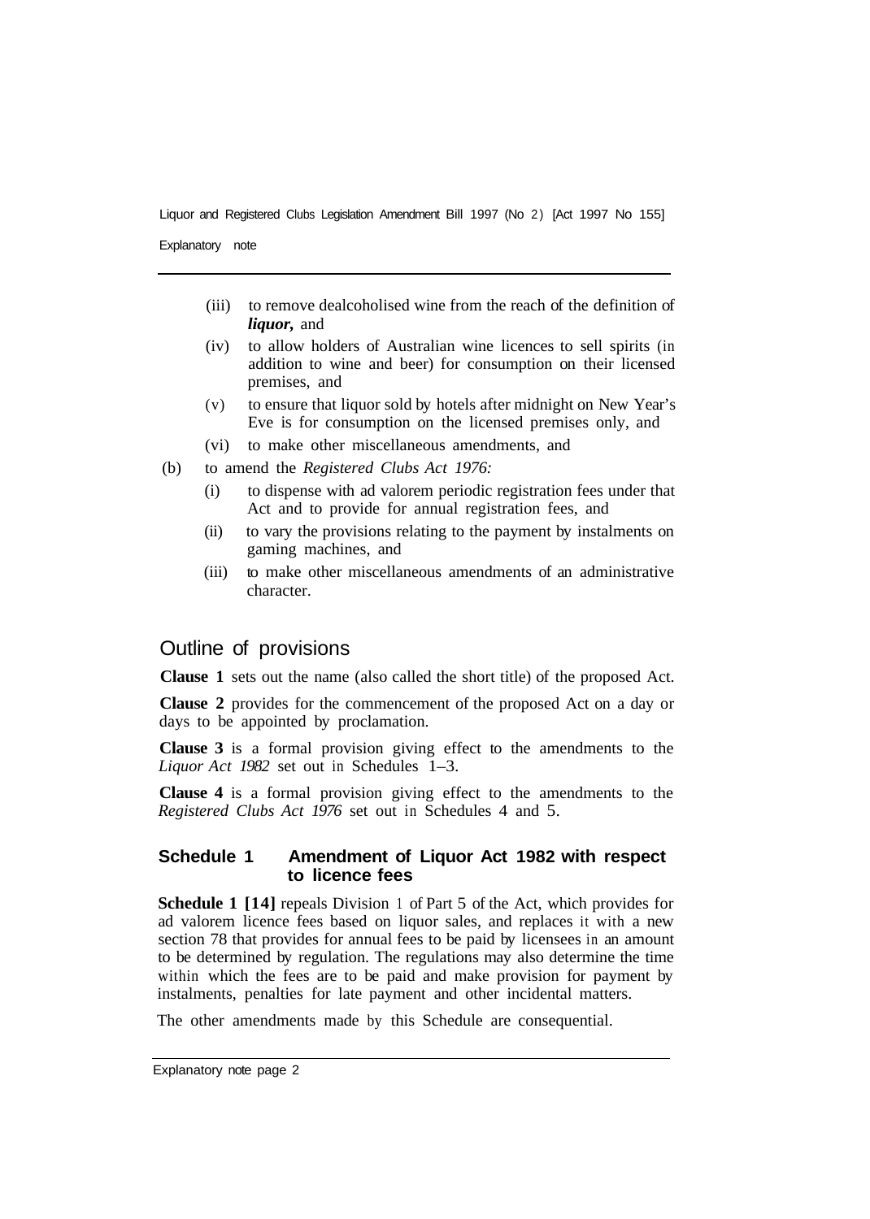- (iii) to remove dealcoholised wine from the reach of the definition of ***liquor,*** and
- (iv) to allow holders of Australian wine licences to sell spirits (in addition to wine and beer) for consumption on their licensed premises, and
- (v) to ensure that liquor sold by hotels after midnight on New Year's Eve is for consumption on the licensed premises only, and
- (vi) to make other miscellaneous amendments, and

(b) to amend the *Registered Clubs Act 1976:*

- (i) to dispense with ad valorem periodic registration fees under that Act and to provide for annual registration fees, and
- (ii) to vary the provisions relating to the payment by instalments on gaming machines, and
- (iii) to make other miscellaneous amendments of an administrative character.

## Outline of provisions

**Clause 1** sets out the name (also called the short title) of the proposed Act.

**Clause 2** provides for the commencement of the proposed Act on a day or days to be appointed by proclamation.

**Clause 3** is a formal provision giving effect to the amendments to the *Liquor Act 1982* set out in Schedules 1–3.

**Clause 4** is a formal provision giving effect to the amendments to the *Registered Clubs Act 1976* set out in Schedules 4 and 5.

### Schedule 1 Amendment of Liquor Act 1982 with respect to licence fees

**Schedule 1 [14]** repeals Division 1 of Part 5 of the Act, which provides for ad valorem licence fees based on liquor sales, and replaces it with a new section 78 that provides for annual fees to be paid by licensees in an amount to be determined by regulation. The regulations may also determine the time within which the fees are to be paid and make provision for payment by instalments, penalties for late payment and other incidental matters.

The other amendments made by this Schedule are consequential.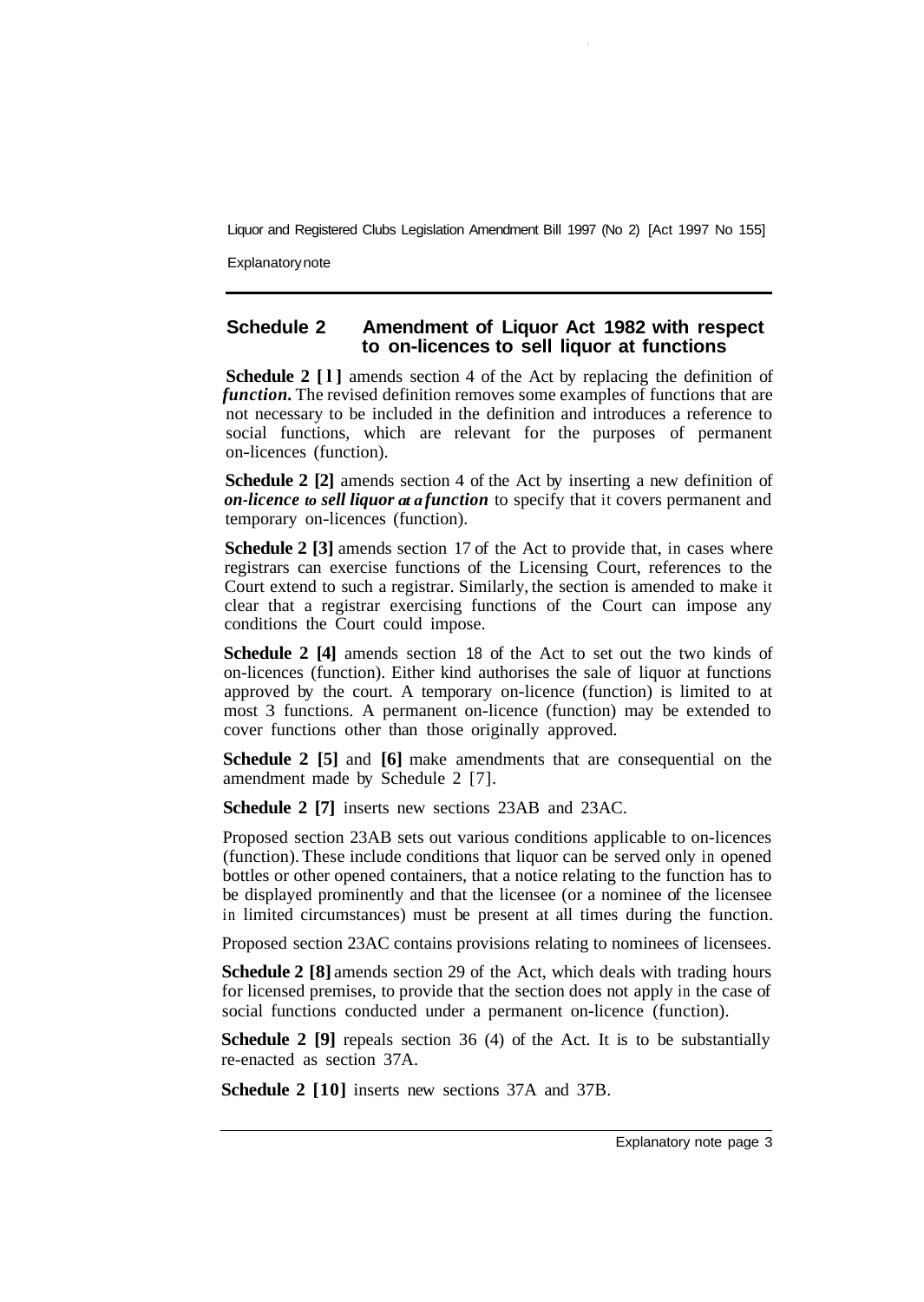## Schedule 2 Amendment of Liquor Act 1982 with respect to on-licences to sell liquor at functions

**Schedule 2 [1]** amends section 4 of the Act by replacing the definition of ***function***. The revised definition removes some examples of functions that are not necessary to be included in the definition and introduces a reference to social functions, which are relevant for the purposes of permanent on-licences (function).

**Schedule 2 [2]** amends section 4 of the Act by inserting a new definition of ***on-licence to sell liquor at a function*** to specify that it covers permanent and temporary on-licences (function).

**Schedule 2 [3]** amends section 17 of the Act to provide that, in cases where registrars can exercise functions of the Licensing Court, references to the Court extend to such a registrar. Similarly, the section is amended to make it clear that a registrar exercising functions of the Court can impose any conditions the Court could impose.

**Schedule 2 [4]** amends section 18 of the Act to set out the two kinds of on-licences (function). Either kind authorises the sale of liquor at functions approved by the court. A temporary on-licence (function) is limited to at most 3 functions. A permanent on-licence (function) may be extended to cover functions other than those originally approved.

**Schedule 2 [5]** and **[6]** make amendments that are consequential on the amendment made by Schedule 2 [7].

**Schedule 2 [7]** inserts new sections 23AB and 23AC.

Proposed section 23AB sets out various conditions applicable to on-licences (function). These include conditions that liquor can be served only in opened bottles or other opened containers, that a notice relating to the function has to be displayed prominently and that the licensee (or a nominee of the licensee in limited circumstances) must be present at all times during the function.

Proposed section 23AC contains provisions relating to nominees of licensees.

**Schedule 2 [8]** amends section 29 of the Act, which deals with trading hours for licensed premises, to provide that the section does not apply in the case of social functions conducted under a permanent on-licence (function).

**Schedule 2 [9]** repeals section 36 (4) of the Act. It is to be substantially re-enacted as section 37A.

**Schedule 2 [10]** inserts new sections 37A and 37B.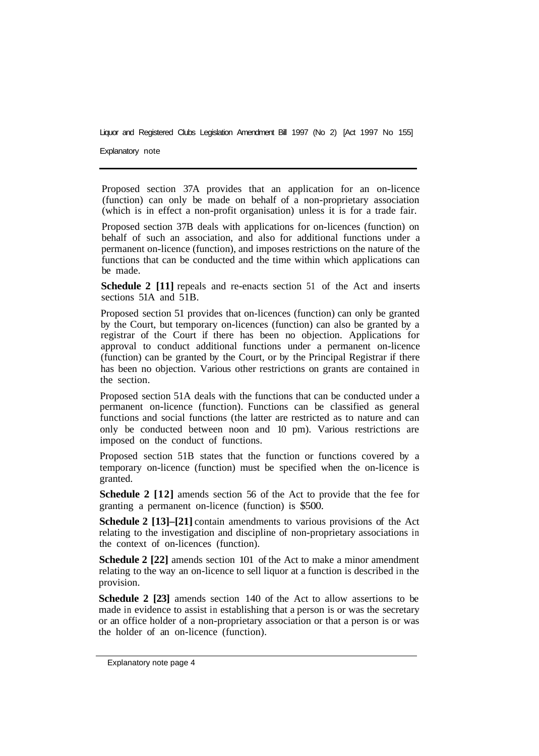Proposed section 37A provides that an application for an on-licence (function) can only be made on behalf of a non-proprietary association (which is in effect a non-profit organisation) unless it is for a trade fair.

Proposed section 37B deals with applications for on-licences (function) on behalf of such an association, and also for additional functions under a permanent on-licence (function), and imposes restrictions on the nature of the functions that can be conducted and the time within which applications can be made.

**Schedule 2 [11]** repeals and re-enacts section 51 of the Act and inserts sections 51A and 51B.

Proposed section 51 provides that on-licences (function) can only be granted by the Court, but temporary on-licences (function) can also be granted by a registrar of the Court if there has been no objection. Applications for approval to conduct additional functions under a permanent on-licence (function) can be granted by the Court, or by the Principal Registrar if there has been no objection. Various other restrictions on grants are contained in the section.

Proposed section 51A deals with the functions that can be conducted under a permanent on-licence (function). Functions can be classified as general functions and social functions (the latter are restricted as to nature and can only be conducted between noon and 10 pm). Various restrictions are imposed on the conduct of functions.

Proposed section 51B states that the function or functions covered by a temporary on-licence (function) must be specified when the on-licence is granted.

**Schedule 2 [12]** amends section 56 of the Act to provide that the fee for granting a permanent on-licence (function) is $500.

**Schedule 2 [13]–[21]** contain amendments to various provisions of the Act relating to the investigation and discipline of non-proprietary associations in the context of on-licences (function).

**Schedule 2 [22]** amends section 101 of the Act to make a minor amendment relating to the way an on-licence to sell liquor at a function is described in the provision.

**Schedule 2 [23]** amends section 140 of the Act to allow assertions to be made in evidence to assist in establishing that a person is or was the secretary or an office holder of a non-proprietary association or that a person is or was the holder of an on-licence (function).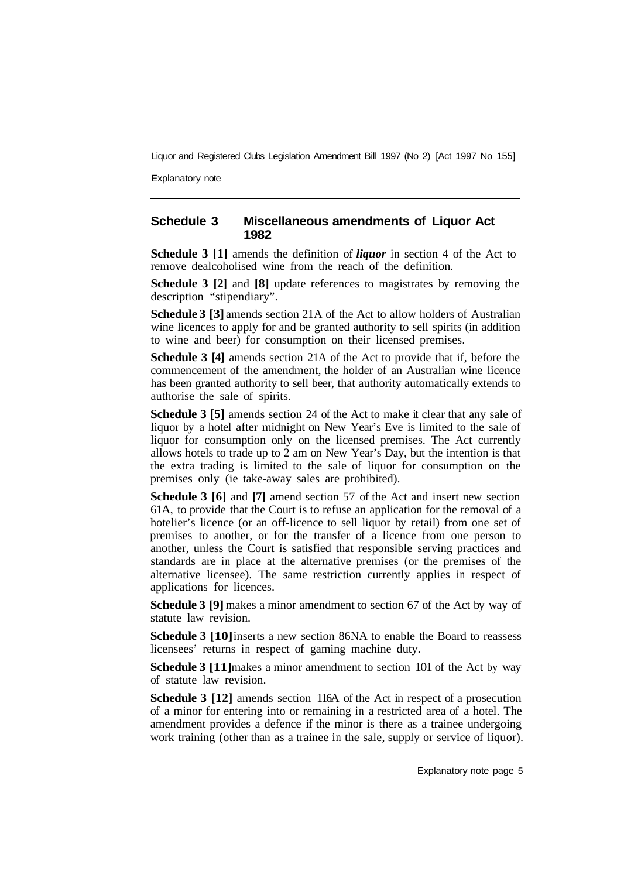## Schedule 3 Miscellaneous amendments of Liquor Act 1982

**Schedule 3 [1]** amends the definition of ***liquor*** in section 4 of the Act to remove dealcoholised wine from the reach of the definition.

**Schedule 3 [2]** and **[8]** update references to magistrates by removing the description "stipendiary".

**Schedule 3 [3]** amends section 21A of the Act to allow holders of Australian wine licences to apply for and be granted authority to sell spirits (in addition to wine and beer) for consumption on their licensed premises.

**Schedule 3 [4]** amends section 21A of the Act to provide that if, before the commencement of the amendment, the holder of an Australian wine licence has been granted authority to sell beer, that authority automatically extends to authorise the sale of spirits.

**Schedule 3 [5]** amends section 24 of the Act to make it clear that any sale of liquor by a hotel after midnight on New Year's Eve is limited to the sale of liquor for consumption only on the licensed premises. The Act currently allows hotels to trade up to 2 am on New Year's Day, but the intention is that the extra trading is limited to the sale of liquor for consumption on the premises only (ie take-away sales are prohibited).

**Schedule 3 [6]** and **[7]** amend section 57 of the Act and insert new section 61A, to provide that the Court is to refuse an application for the removal of a hotelier's licence (or an off-licence to sell liquor by retail) from one set of premises to another, or for the transfer of a licence from one person to another, unless the Court is satisfied that responsible serving practices and standards are in place at the alternative premises (or the premises of the alternative licensee). The same restriction currently applies in respect of applications for licences.

**Schedule 3 [9]** makes a minor amendment to section 67 of the Act by way of statute law revision.

**Schedule 3 [10]** inserts a new section 86NA to enable the Board to reassess licensees' returns in respect of gaming machine duty.

**Schedule 3 [11]** makes a minor amendment to section 101 of the Act by way of statute law revision.

**Schedule 3 [12]** amends section 116A of the Act in respect of a prosecution of a minor for entering into or remaining in a restricted area of a hotel. The amendment provides a defence if the minor is there as a trainee undergoing work training (other than as a trainee in the sale, supply or service of liquor).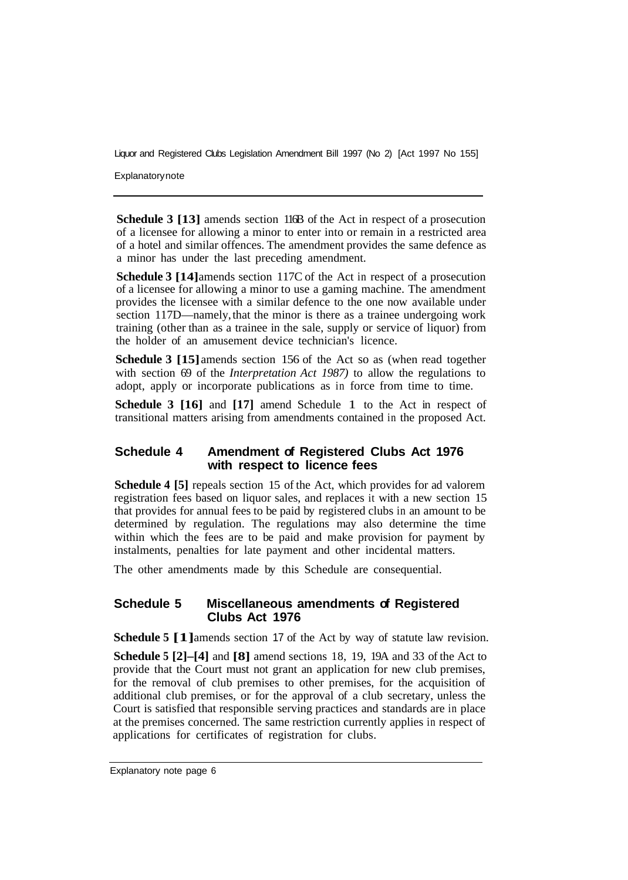**Schedule 3 [13]** amends section 116B of the Act in respect of a prosecution of a licensee for allowing a minor to enter into or remain in a restricted area of a hotel and similar offences. The amendment provides the same defence as a minor has under the last preceding amendment.

**Schedule 3 [14]** amends section 117C of the Act in respect of a prosecution of a licensee for allowing a minor to use a gaming machine. The amendment provides the licensee with a similar defence to the one now available under section 117D—namely, that the minor is there as a trainee undergoing work training (other than as a trainee in the sale, supply or service of liquor) from the holder of an amusement device technician's licence.

**Schedule 3 [15]** amends section 156 of the Act so as (when read together with section 69 of the *Interpretation Act 1987)* to allow the regulations to adopt, apply or incorporate publications as in force from time to time.

**Schedule 3 [16]** and **[17]** amend Schedule 1 to the Act in respect of transitional matters arising from amendments contained in the proposed Act.

## Schedule 4 Amendment of Registered Clubs Act 1976 with respect to licence fees

**Schedule 4 [5]** repeals section 15 of the Act, which provides for ad valorem registration fees based on liquor sales, and replaces it with a new section 15 that provides for annual fees to be paid by registered clubs in an amount to be determined by regulation. The regulations may also determine the time within which the fees are to be paid and make provision for payment by instalments, penalties for late payment and other incidental matters.

The other amendments made by this Schedule are consequential.

## Schedule 5 Miscellaneous amendments of Registered Clubs Act 1976

**Schedule 5 [1]** amends section 17 of the Act by way of statute law revision.

**Schedule 5 [2]–[4]** and **[8]** amend sections 18, 19, 19A and 33 of the Act to provide that the Court must not grant an application for new club premises, for the removal of club premises to other premises, for the acquisition of additional club premises, or for the approval of a club secretary, unless the Court is satisfied that responsible serving practices and standards are in place at the premises concerned. The same restriction currently applies in respect of applications for certificates of registration for clubs.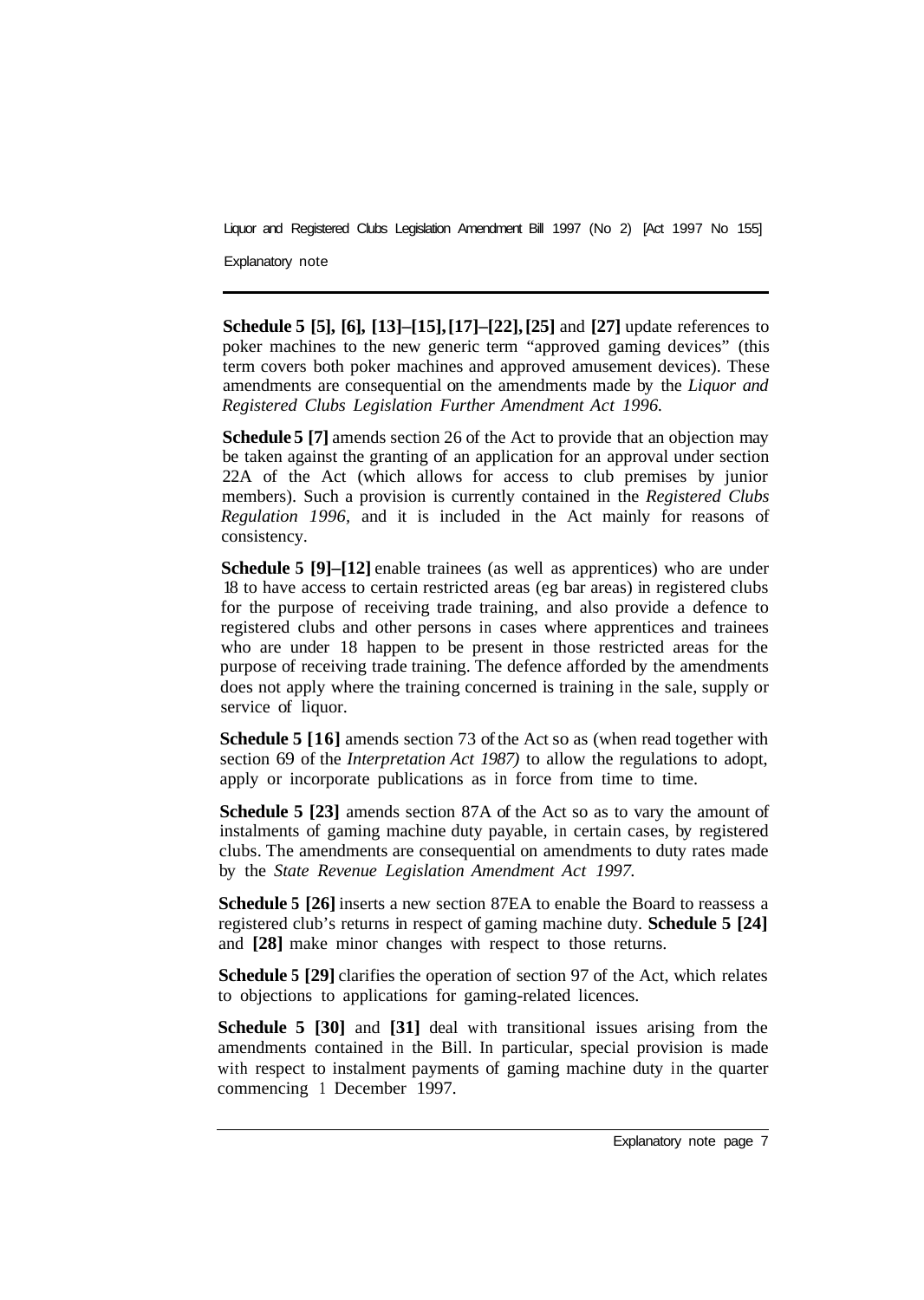**Schedule 5 [5], [6], [13]–[15], [17]–[22], [25]** and **[27]** update references to poker machines to the new generic term "approved gaming devices" (this term covers both poker machines and approved amusement devices). These amendments are consequential on the amendments made by the *Liquor and Registered Clubs Legislation Further Amendment Act 1996.*

**Schedule 5 [7]** amends section 26 of the Act to provide that an objection may be taken against the granting of an application for an approval under section 22A of the Act (which allows for access to club premises by junior members). Such a provision is currently contained in the *Registered Clubs Regulation 1996,* and it is included in the Act mainly for reasons of consistency.

**Schedule 5 [9]–[12]** enable trainees (as well as apprentices) who are under 18 to have access to certain restricted areas (eg bar areas) in registered clubs for the purpose of receiving trade training, and also provide a defence to registered clubs and other persons in cases where apprentices and trainees who are under 18 happen to be present in those restricted areas for the purpose of receiving trade training. The defence afforded by the amendments does not apply where the training concerned is training in the sale, supply or service of liquor.

**Schedule 5 [16]** amends section 73 of the Act so as (when read together with section 69 of the *Interpretation Act 1987)* to allow the regulations to adopt, apply or incorporate publications as in force from time to time.

**Schedule 5 [23]** amends section 87A of the Act so as to vary the amount of instalments of gaming machine duty payable, in certain cases, by registered clubs. The amendments are consequential on amendments to duty rates made by the *State Revenue Legislation Amendment Act 1997.*

**Schedule 5 [26]** inserts a new section 87EA to enable the Board to reassess a registered club's returns in respect of gaming machine duty. **Schedule 5 [24]** and **[28]** make minor changes with respect to those returns.

**Schedule 5 [29]** clarifies the operation of section 97 of the Act, which relates to objections to applications for gaming-related licences.

**Schedule 5 [30]** and **[31]** deal with transitional issues arising from the amendments contained in the Bill. In particular, special provision is made with respect to instalment payments of gaming machine duty in the quarter commencing 1 December 1997.